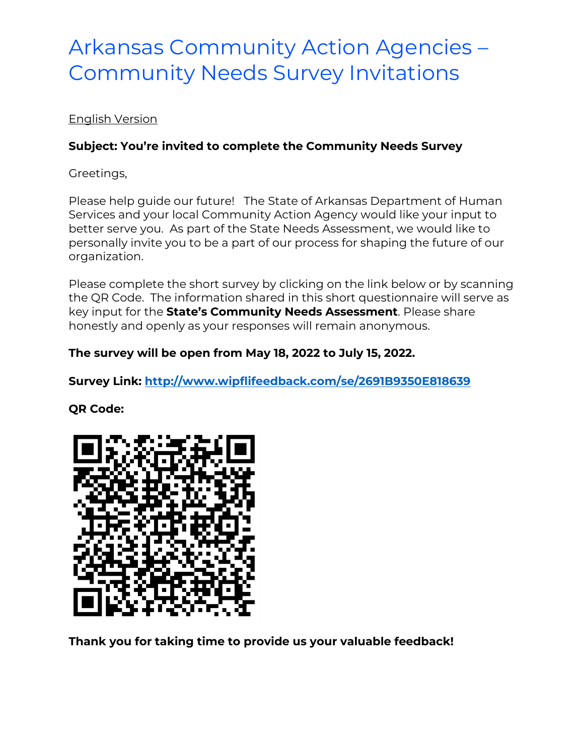# Arkansas Community Action Agencies – Community Needs Survey Invitations

<u>English Version</u>

**Subject: You're invited to complete the Community Needs Survey**

Greetings,

Please help guide our future! The State of Arkansas Department of Human Services and your local Community Action Agency would like your input to better serve you. As part of the State Needs Assessment, we would like to personally invite you to be a part of our process for shaping the future of our organization.

Please complete the short survey by clicking on the link below or by scanning the QR Code. The information shared in this short questionnaire will serve as key input for the **State's Community Needs Assessment**. Please share honestly and openly as your responses will remain anonymous.

**The survey will be open from May 18, 2022 to July 15, 2022.**

**Survey Link: http://www.wipflifeedback.com/se/2691B9350E818639**

**QR Code:**

**Thank you for taking time to provide us your valuable feedback!**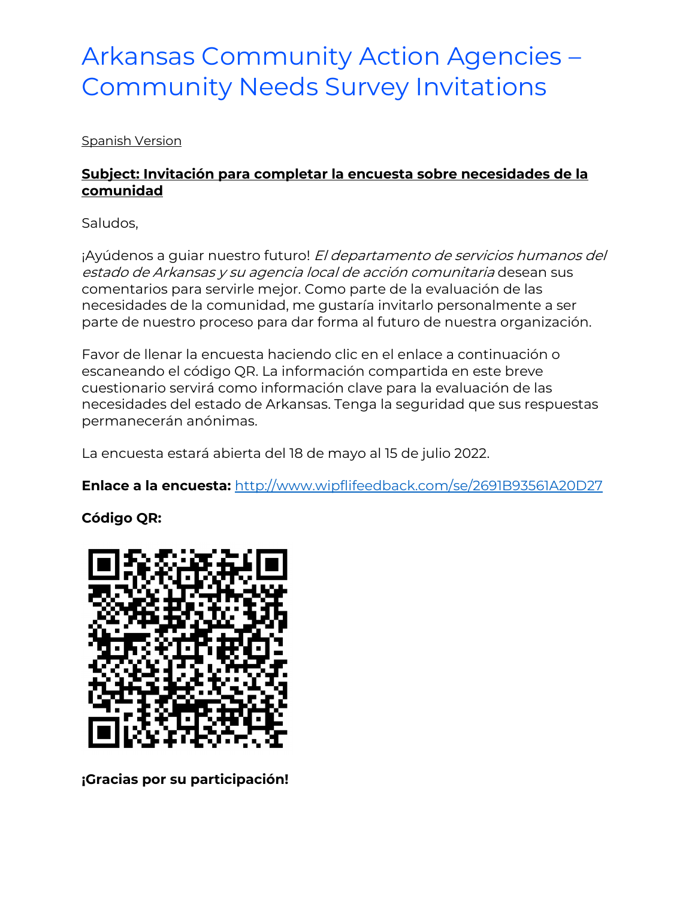# Arkansas Community Action Agencies – Community Needs Survey Invitations

Spanish Version

**Subject: Invitación para completar la encuesta sobre necesidades de la comunidad**

Saludos,

¡Ayúdenos a guiar nuestro futuro! *El departamento de servicios humanos del estado de Arkansas y su agencia local de acción comunitaria* desean sus comentarios para servirle mejor. Como parte de la evaluación de las necesidades de la comunidad, me gustaría invitarlo personalmente a ser parte de nuestro proceso para dar forma al futuro de nuestra organización.

Favor de llenar la encuesta haciendo clic en el enlace a continuación o escaneando el código QR. La información compartida en este breve cuestionario servirá como información clave para la evaluación de las necesidades del estado de Arkansas. Tenga la seguridad que sus respuestas permanecerán anónimas.

La encuesta estará abierta del 18 de mayo al 15 de julio 2022.

**Enlace a la encuesta:** http://www.wipflifeedback.com/se/2691B93561A20D27

**Código QR:**

**¡Gracias por su participación!**